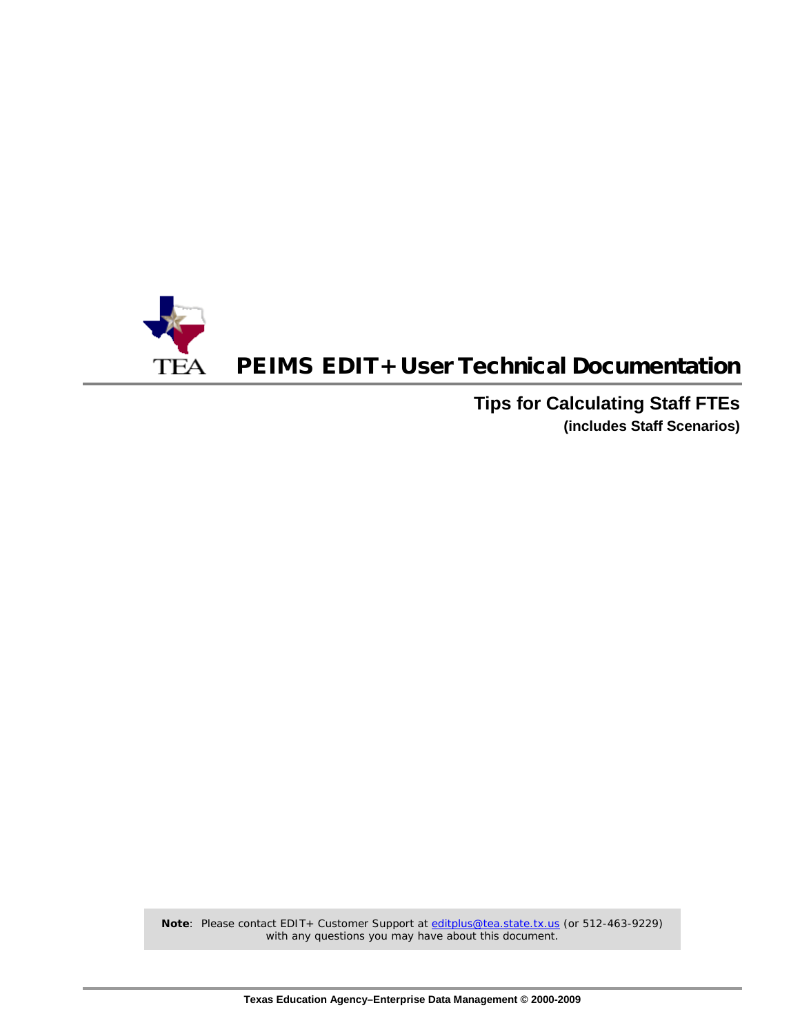TEA

# PEIMS EDIT+ User Technical Documentation

## Tips for Calculating Staff FTEs

**(includes Staff Scenarios)**

**Note**: Please contact EDIT+ Customer Support at editplus@tea.state.tx.us (or 512-463-9229) with any questions you may have about this document.

**Texas Education Agency–Enterprise Data Management © 2000-2009**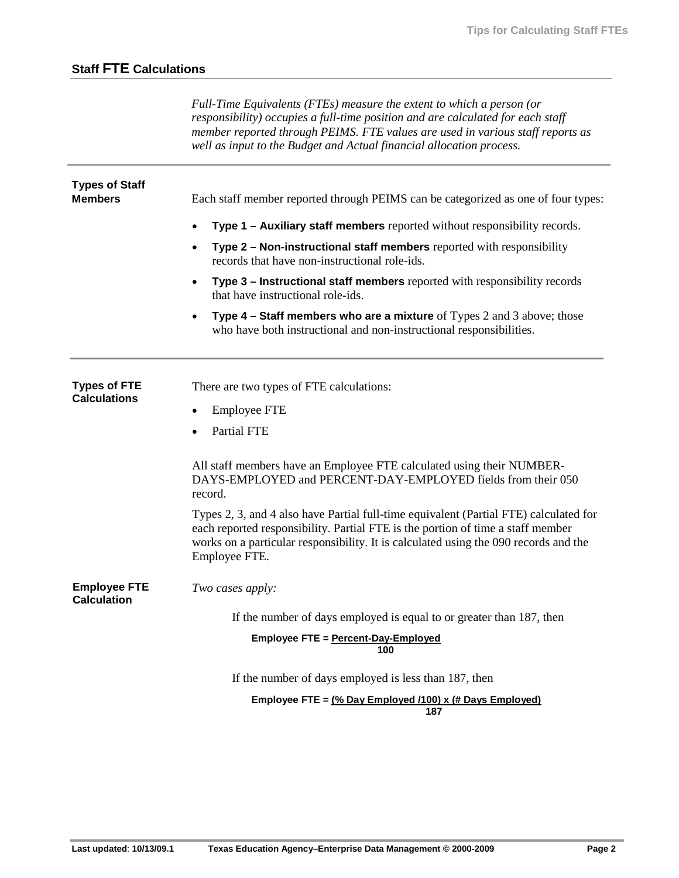## Staff FTE Calculations

*Full-Time Equivalents (FTEs) measure the extent to which a person (or responsibility) occupies a full-time position and are calculated for each staff member reported through PEIMS. FTE values are used in various staff reports as well as input to the Budget and Actual financial allocation process.*

### Types of Staff Members

Each staff member reported through PEIMS can be categorized as one of four types:

- **Type 1 – Auxiliary staff members** reported without responsibility records.
- **Type 2 – Non-instructional staff members** reported with responsibility records that have non-instructional role-ids.
- **Type 3 – Instructional staff members** reported with responsibility records that have instructional role-ids.
- **Type 4 – Staff members who are a mixture** of Types 2 and 3 above; those who have both instructional and non-instructional responsibilities.

### Types of FTE Calculations

There are two types of FTE calculations:

- Employee FTE
- Partial FTE

All staff members have an Employee FTE calculated using their NUMBER-DAYS-EMPLOYED and PERCENT-DAY-EMPLOYED fields from their 050 record.

Types 2, 3, and 4 also have Partial full-time equivalent (Partial FTE) calculated for each reported responsibility. Partial FTE is the portion of time a staff member works on a particular responsibility. It is calculated using the 090 records and the Employee FTE.

### Employee FTE Calculation

*Two cases apply:*

If the number of days employed is equal to or greater than 187, then

$$\text{Employee FTE} = \frac{\text{Percent-Day-Employed}}{100}$$

If the number of days employed is less than 187, then

$$\text{Employee FTE} = \frac{(\text{\% Day Employed} / 100) \times (\text{\# Days Employed})}{187}$$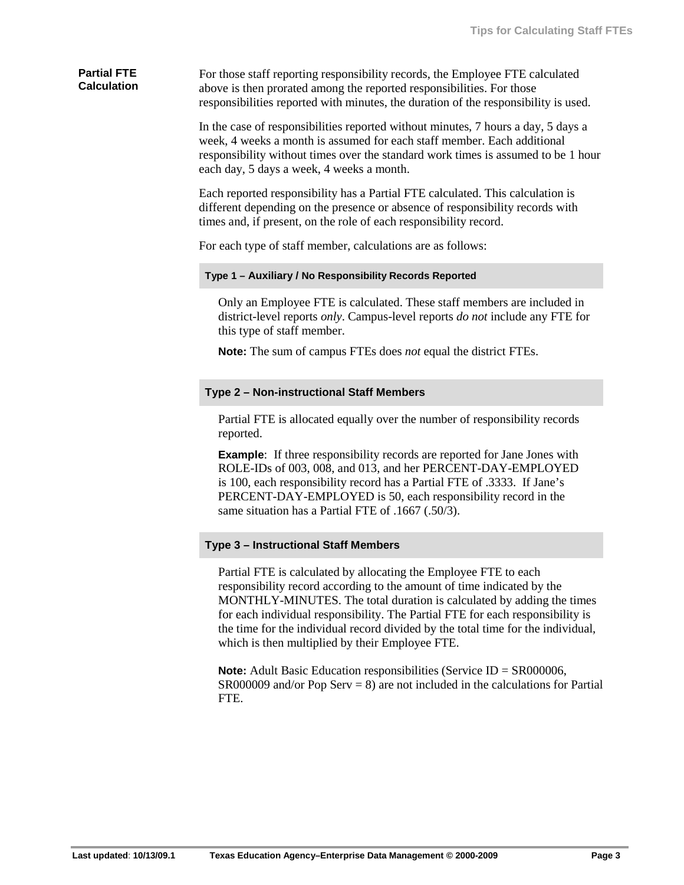## Partial FTE Calculation

For those staff reporting responsibility records, the Employee FTE calculated above is then prorated among the reported responsibilities. For those responsibilities reported with minutes, the duration of the responsibility is used.

In the case of responsibilities reported without minutes, 7 hours a day, 5 days a week, 4 weeks a month is assumed for each staff member. Each additional responsibility without times over the standard work times is assumed to be 1 hour each day, 5 days a week, 4 weeks a month.

Each reported responsibility has a Partial FTE calculated. This calculation is different depending on the presence or absence of responsibility records with times and, if present, on the role of each responsibility record.

For each type of staff member, calculations are as follows:

### Type 1 – Auxiliary / No Responsibility Records Reported

Only an Employee FTE is calculated. These staff members are included in district-level reports *only*. Campus-level reports *do not* include any FTE for this type of staff member.

**Note:** The sum of campus FTEs does *not* equal the district FTEs.

### Type 2 – Non-instructional Staff Members

Partial FTE is allocated equally over the number of responsibility records reported.

**Example**: If three responsibility records are reported for Jane Jones with ROLE-IDs of 003, 008, and 013, and her PERCENT-DAY-EMPLOYED is 100, each responsibility record has a Partial FTE of .3333. If Jane's PERCENT-DAY-EMPLOYED is 50, each responsibility record in the same situation has a Partial FTE of .1667 (.50/3).

### Type 3 – Instructional Staff Members

Partial FTE is calculated by allocating the Employee FTE to each responsibility record according to the amount of time indicated by the MONTHLY-MINUTES. The total duration is calculated by adding the times for each individual responsibility. The Partial FTE for each responsibility is the time for the individual record divided by the total time for the individual, which is then multiplied by their Employee FTE.

**Note:** Adult Basic Education responsibilities (Service ID = SR000006, SR000009 and/or Pop Serv = 8) are not included in the calculations for Partial FTE.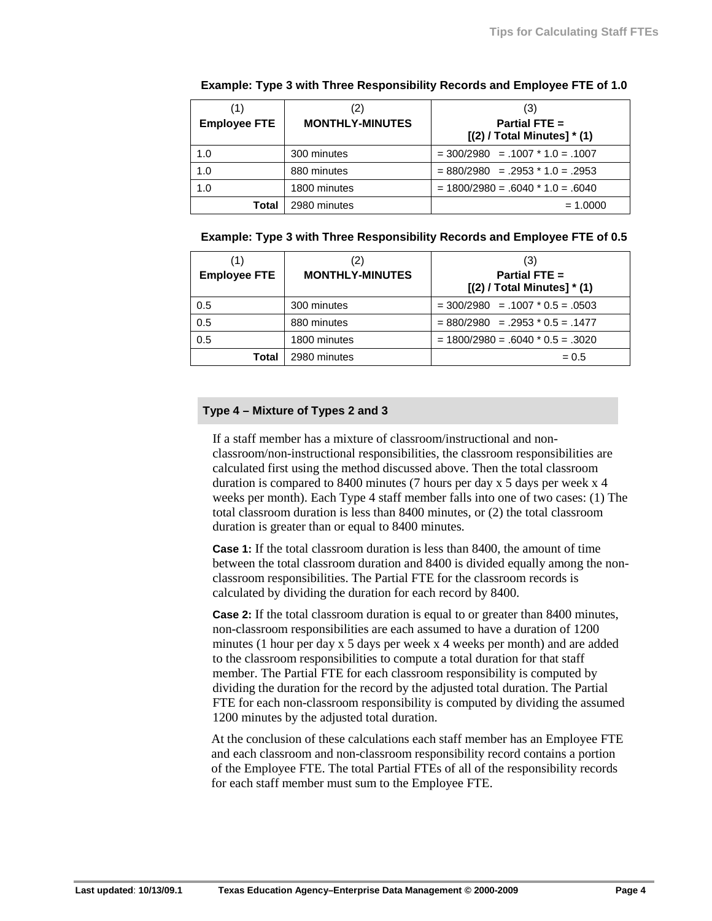**Example: Type 3 with Three Responsibility Records and Employee FTE of 1.0**

| (1)<br>**Employee FTE** | (2)<br>**MONTHLY-MINUTES** | (3)<br>**Partial FTE = [(2) / Total Minutes] * (1)** |
|---|---|---|
| 1.0 | 300 minutes | = 300/2980 = .1007 * 1.0 = .1007 |
| 1.0 | 880 minutes | = 880/2980 = .2953 * 1.0 = .2953 |
| 1.0 | 1800 minutes | = 1800/2980 = .6040 * 1.0 = .6040 |
| **Total** | 2980 minutes | = 1.0000 |

**Example: Type 3 with Three Responsibility Records and Employee FTE of 0.5**

| (1)<br>**Employee FTE** | (2)<br>**MONTHLY-MINUTES** | (3)<br>**Partial FTE = [(2) / Total Minutes] * (1)** |
|---|---|---|
| 0.5 | 300 minutes | = 300/2980 = .1007 * 0.5 = .0503 |
| 0.5 | 880 minutes | = 880/2980 = .2953 * 0.5 = .1477 |
| 0.5 | 1800 minutes | = 1800/2980 = .6040 * 0.5 = .3020 |
| **Total** | 2980 minutes | = 0.5 |

### Type 4 – Mixture of Types 2 and 3

If a staff member has a mixture of classroom/instructional and non-classroom/non-instructional responsibilities, the classroom responsibilities are calculated first using the method discussed above. Then the total classroom duration is compared to 8400 minutes (7 hours per day x 5 days per week x 4 weeks per month). Each Type 4 staff member falls into one of two cases: (1) The total classroom duration is less than 8400 minutes, or (2) the total classroom duration is greater than or equal to 8400 minutes.

**Case 1:** If the total classroom duration is less than 8400, the amount of time between the total classroom duration and 8400 is divided equally among the non-classroom responsibilities. The Partial FTE for the classroom records is calculated by dividing the duration for each record by 8400.

**Case 2:** If the total classroom duration is equal to or greater than 8400 minutes, non-classroom responsibilities are each assumed to have a duration of 1200 minutes (1 hour per day x 5 days per week x 4 weeks per month) and are added to the classroom responsibilities to compute a total duration for that staff member. The Partial FTE for each classroom responsibility is computed by dividing the duration for the record by the adjusted total duration. The Partial FTE for each non-classroom responsibility is computed by dividing the assumed 1200 minutes by the adjusted total duration.

At the conclusion of these calculations each staff member has an Employee FTE and each classroom and non-classroom responsibility record contains a portion of the Employee FTE. The total Partial FTEs of all of the responsibility records for each staff member must sum to the Employee FTE.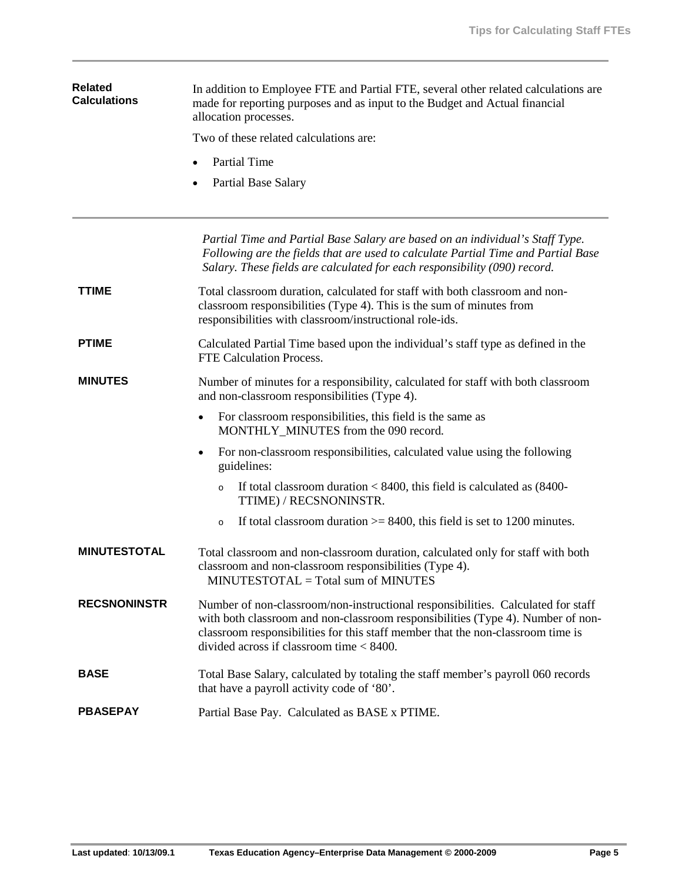**Related Calculations**

In addition to Employee FTE and Partial FTE, several other related calculations are made for reporting purposes and as input to the Budget and Actual financial allocation processes.

Two of these related calculations are:

- Partial Time
- Partial Base Salary

---

*Partial Time and Partial Base Salary are based on an individual's Staff Type. Following are the fields that are used to calculate Partial Time and Partial Base Salary. These fields are calculated for each responsibility (090) record.*

**TTIME**

Total classroom duration, calculated for staff with both classroom and non-classroom responsibilities (Type 4). This is the sum of minutes from responsibilities with classroom/instructional role-ids.

**PTIME**

Calculated Partial Time based upon the individual's staff type as defined in the FTE Calculation Process.

**MINUTES**

Number of minutes for a responsibility, calculated for staff with both classroom and non-classroom responsibilities (Type 4).

- For classroom responsibilities, this field is the same as MONTHLY_MINUTES from the 090 record.
- For non-classroom responsibilities, calculated value using the following guidelines:
  - If total classroom duration < 8400, this field is calculated as (8400-TTIME) / RECSNONINSTR.
  - If total classroom duration >= 8400, this field is set to 1200 minutes.

**MINUTESTOTAL**

Total classroom and non-classroom duration, calculated only for staff with both classroom and non-classroom responsibilities (Type 4).
MINUTESTOTAL = Total sum of MINUTES

**RECSNONINSTR**

Number of non-classroom/non-instructional responsibilities. Calculated for staff with both classroom and non-classroom responsibilities (Type 4). Number of non-classroom responsibilities for this staff member that the non-classroom time is divided across if classroom time < 8400.

**BASE**

Total Base Salary, calculated by totaling the staff member's payroll 060 records that have a payroll activity code of '80'.

**PBASEPAY**

Partial Base Pay. Calculated as BASE x PTIME.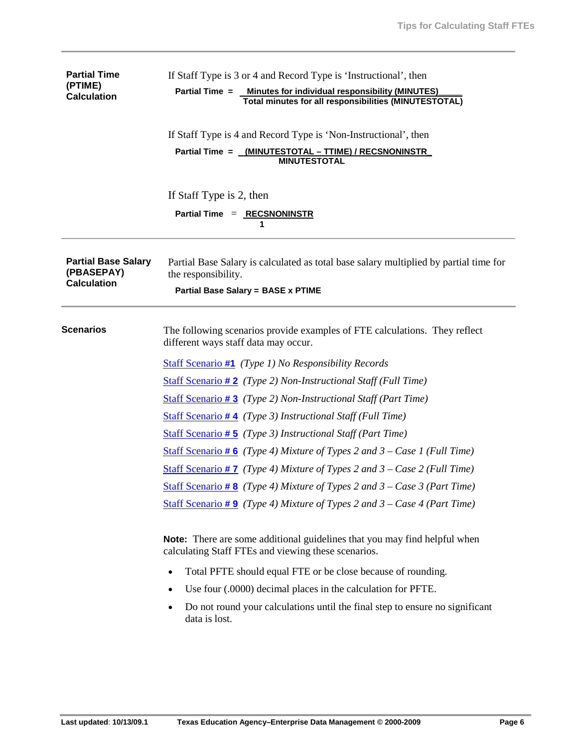**Partial Time (PTIME) Calculation**

If Staff Type is 3 or 4 and Record Type is 'Instructional', then

$$\textbf{Partial Time} = \frac{\textbf{Minutes for individual responsibility (MINUTES)}}{\textbf{Total minutes for all responsibilities (MINUTESTOTAL)}}$$

If Staff Type is 4 and Record Type is 'Non-Instructional', then

$$\textbf{Partial Time} = \frac{\textbf{(MINUTESTOTAL – TTIME) / RECSNONINSTR}}{\textbf{MINUTESTOTAL}}$$

If Staff Type is 2, then

$$\textbf{Partial Time} = \frac{\textbf{RECSNONINSTR}}{\textbf{1}}$$

**Partial Base Salary (PBASEPAY) Calculation**

Partial Base Salary is calculated as total base salary multiplied by partial time for the responsibility.

**Partial Base Salary = BASE x PTIME**

**Scenarios**

The following scenarios provide examples of FTE calculations. They reflect different ways staff data may occur.

Staff Scenario **#1** *(Type 1) No Responsibility Records*

Staff Scenario **# 2** *(Type 2) Non-Instructional Staff (Full Time)*

Staff Scenario **# 3** *(Type 2) Non-Instructional Staff (Part Time)*

Staff Scenario **# 4** *(Type 3) Instructional Staff (Full Time)*

Staff Scenario **# 5** *(Type 3) Instructional Staff (Part Time)*

Staff Scenario **# 6** *(Type 4) Mixture of Types 2 and 3 – Case 1 (Full Time)*

Staff Scenario **# 7** *(Type 4) Mixture of Types 2 and 3 – Case 2 (Full Time)*

Staff Scenario **# 8** *(Type 4) Mixture of Types 2 and 3 – Case 3 (Part Time)*

Staff Scenario **# 9** *(Type 4) Mixture of Types 2 and 3 – Case 4 (Part Time)*

**Note:** There are some additional guidelines that you may find helpful when calculating Staff FTEs and viewing these scenarios.

- Total PFTE should equal FTE or be close because of rounding.
- Use four (.0000) decimal places in the calculation for PFTE.
- Do not round your calculations until the final step to ensure no significant data is lost.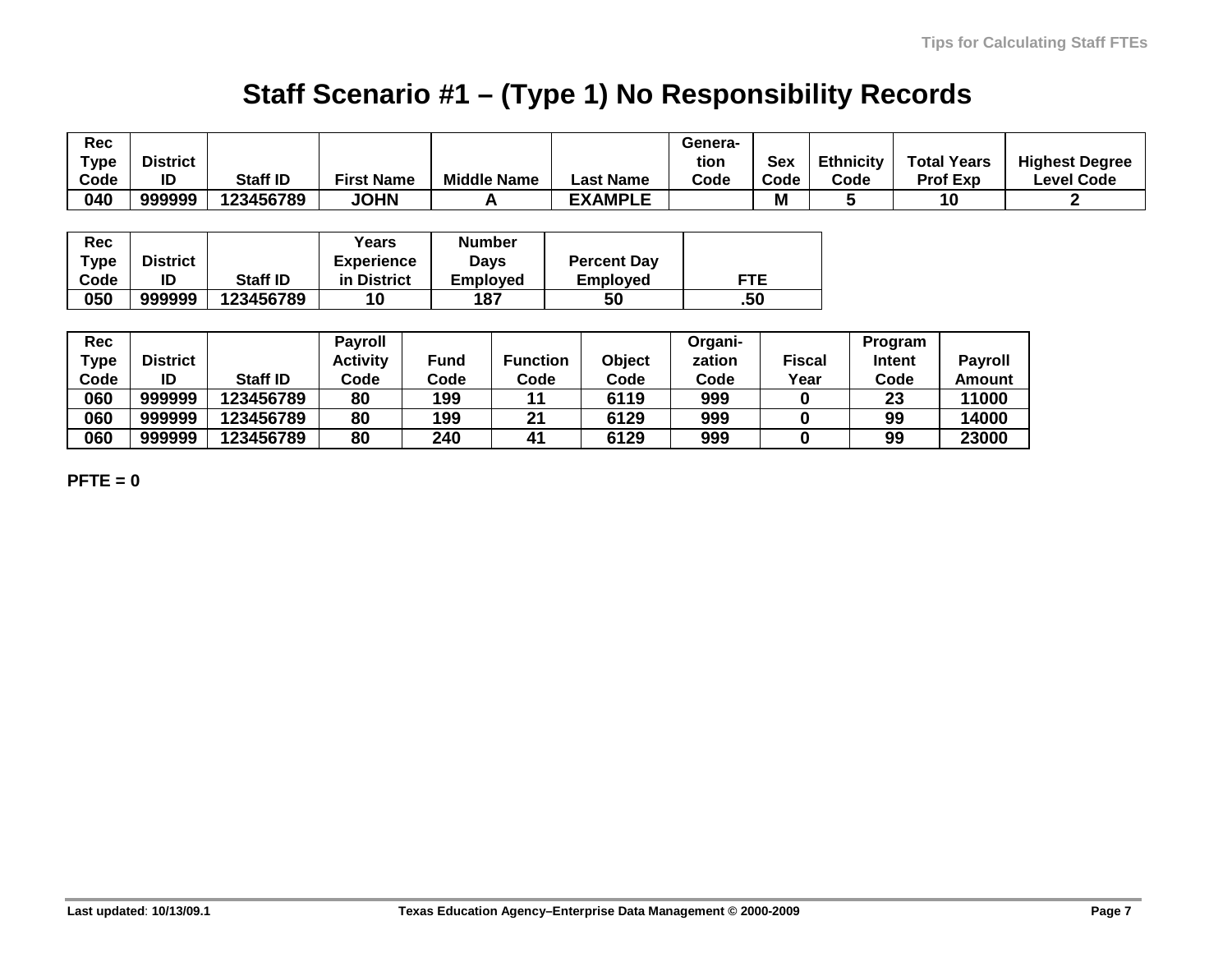# Staff Scenario #1 – (Type 1) No Responsibility Records

| Rec Type Code | District ID | Staff ID | First Name | Middle Name | Last Name | Generation Code | Sex Code | Ethnicity Code | Total Years Prof Exp | Highest Degree Level Code |
|---|---|---|---|---|---|---|---|---|---|---|
| 040 | 999999 | 123456789 | JOHN | A | EXAMPLE | | M | 5 | 10 | 2 |

| Rec Type Code | District ID | Staff ID | Years Experience in District | Number Days Employed | Percent Day Employed | FTE |
|---|---|---|---|---|---|---|
| 050 | 999999 | 123456789 | 10 | 187 | 50 | .50 |

| Rec Type Code | District ID | Staff ID | Payroll Activity Code | Fund Code | Function Code | Object Code | Organization Code | Fiscal Year | Program Intent Code | Payroll Amount |
|---|---|---|---|---|---|---|---|---|---|---|
| 060 | 999999 | 123456789 | 80 | 199 | 11 | 6119 | 999 | 0 | 23 | 11000 |
| 060 | 999999 | 123456789 | 80 | 199 | 21 | 6129 | 999 | 0 | 99 | 14000 |
| 060 | 999999 | 123456789 | 80 | 240 | 41 | 6129 | 999 | 0 | 99 | 23000 |

**PFTE = 0**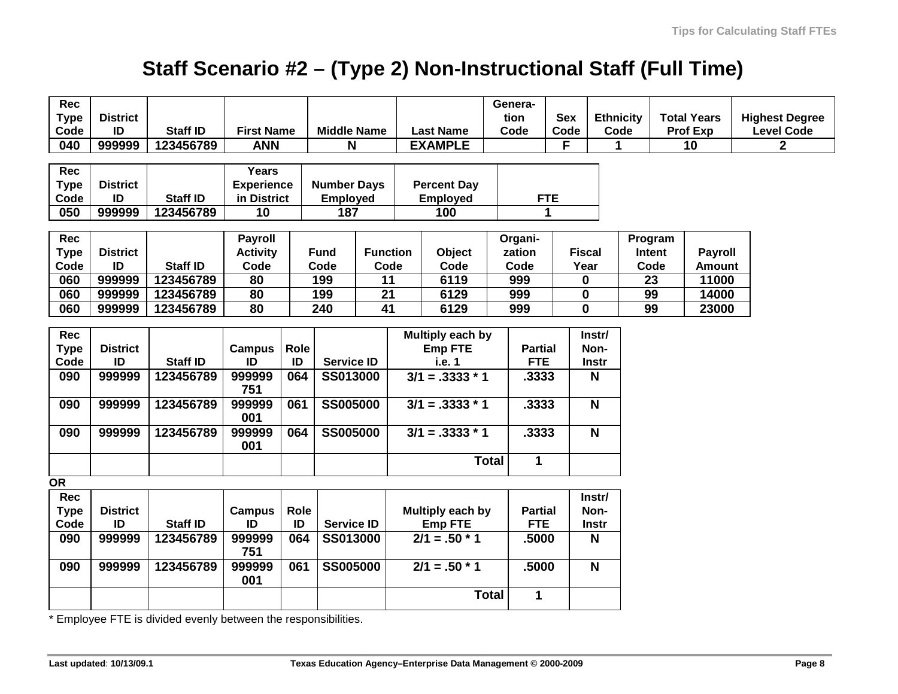# Staff Scenario #2 – (Type 2) Non-Instructional Staff (Full Time)

| Rec Type Code | District ID | Staff ID | First Name | Middle Name | Last Name | Generation Code | Sex Code | Ethnicity Code | Total Years Prof Exp | Highest Degree Level Code |
|---|---|---|---|---|---|---|---|---|---|---|
| 040 | 999999 | 123456789 | ANN | N | EXAMPLE | | F | 1 | 10 | 2 |

| Rec Type Code | District ID | Staff ID | Years Experience in District | Number Days Employed | Percent Day Employed | FTE |
|---|---|---|---|---|---|---|
| 050 | 999999 | 123456789 | 10 | 187 | 100 | 1 |

| Rec Type Code | District ID | Staff ID | Payroll Activity Code | Fund Code | Function Code | Object Code | Organization Code | Fiscal Year | Program Intent Code | Payroll Amount |
|---|---|---|---|---|---|---|---|---|---|---|
| 060 | 999999 | 123456789 | 80 | 199 | 11 | 6119 | 999 | 0 | 23 | 11000 |
| 060 | 999999 | 123456789 | 80 | 199 | 21 | 6129 | 999 | 0 | 99 | 14000 |
| 060 | 999999 | 123456789 | 80 | 240 | 41 | 6129 | 999 | 0 | 99 | 23000 |

| Rec Type Code | District ID | Staff ID | Campus ID | Role ID | Service ID | Multiply each by Emp FTE i.e. 1 | Partial FTE | Instr/ Non-Instr |
|---|---|---|---|---|---|---|---|---|
| 090 | 999999 | 123456789 | 999999 751 | 064 | SS013000 | 3/1 = .3333 * 1 | .3333 | N |
| 090 | 999999 | 123456789 | 999999 001 | 061 | SS005000 | 3/1 = .3333 * 1 | .3333 | N |
| 090 | 999999 | 123456789 | 999999 001 | 064 | SS005000 | 3/1 = .3333 * 1 | .3333 | N |
| | | | | | | Total | 1 | |

**OR**

| Rec Type Code | District ID | Staff ID | Campus ID | Role ID | Service ID | Multiply each by Emp FTE | Partial FTE | Instr/ Non-Instr |
|---|---|---|---|---|---|---|---|---|
| 090 | 999999 | 123456789 | 999999 751 | 064 | SS013000 | 2/1 = .50 * 1 | .5000 | N |
| 090 | 999999 | 123456789 | 999999 001 | 061 | SS005000 | 2/1 = .50 * 1 | .5000 | N |
| | | | | | | Total | 1 | |

* Employee FTE is divided evenly between the responsibilities.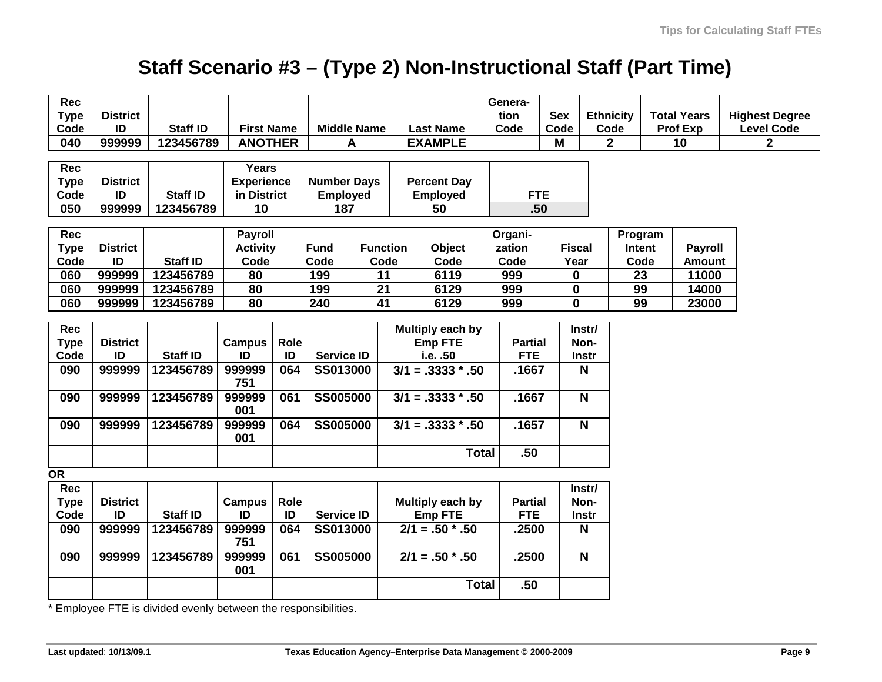# Staff Scenario #3 – (Type 2) Non-Instructional Staff (Part Time)

| Rec Type Code | District ID | Staff ID | First Name | Middle Name | Last Name | Genera-tion Code | Sex Code | Ethnicity Code | Total Years Prof Exp | Highest Degree Level Code |
|---|---|---|---|---|---|---|---|---|---|---|
| 040 | 999999 | 123456789 | ANOTHER | A | EXAMPLE | | M | 2 | 10 | 2 |

| Rec Type Code | District ID | Staff ID | Years Experience in District | Number Days Employed | Percent Day Employed | FTE |
|---|---|---|---|---|---|---|
| 050 | 999999 | 123456789 | 10 | 187 | 50 | .50 |

| Rec Type Code | District ID | Staff ID | Payroll Activity Code | Fund Code | Function Code | Object Code | Organi-zation Code | Fiscal Year | Program Intent Code | Payroll Amount |
|---|---|---|---|---|---|---|---|---|---|---|
| 060 | 999999 | 123456789 | 80 | 199 | 11 | 6119 | 999 | 0 | 23 | 11000 |
| 060 | 999999 | 123456789 | 80 | 199 | 21 | 6129 | 999 | 0 | 99 | 14000 |
| 060 | 999999 | 123456789 | 80 | 240 | 41 | 6129 | 999 | 0 | 99 | 23000 |

| Rec Type Code | District ID | Staff ID | Campus ID | Role ID | Service ID | Multiply each by Emp FTE i.e. .50 | Partial FTE | Instr/ Non-Instr |
|---|---|---|---|---|---|---|---|---|
| 090 | 999999 | 123456789 | 999999 751 | 064 | SS013000 | 3/1 = .3333 * .50 | .1667 | N |
| 090 | 999999 | 123456789 | 999999 001 | 061 | SS005000 | 3/1 = .3333 * .50 | .1667 | N |
| 090 | 999999 | 123456789 | 999999 001 | 064 | SS005000 | 3/1 = .3333 * .50 | .1657 | N |
| | | | | | | Total | .50 | |

**OR**

| Rec Type Code | District ID | Staff ID | Campus ID | Role ID | Service ID | Multiply each by Emp FTE | Partial FTE | Instr/ Non-Instr |
|---|---|---|---|---|---|---|---|---|
| 090 | 999999 | 123456789 | 999999 751 | 064 | SS013000 | 2/1 = .50 * .50 | .2500 | N |
| 090 | 999999 | 123456789 | 999999 001 | 061 | SS005000 | 2/1 = .50 * .50 | .2500 | N |
| | | | | | | Total | .50 | |

* Employee FTE is divided evenly between the responsibilities.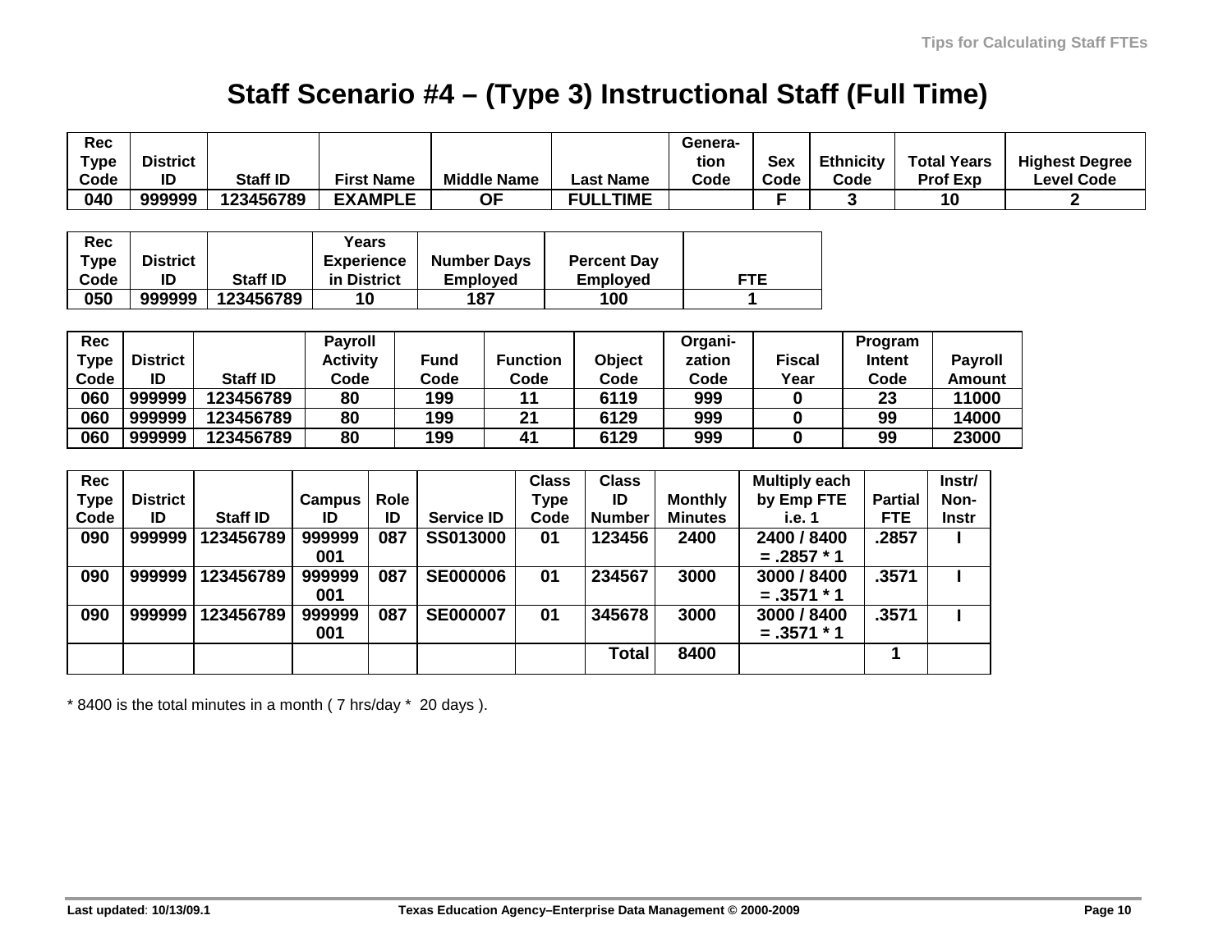# Staff Scenario #4 – (Type 3) Instructional Staff (Full Time)

| Rec Type Code | District ID | Staff ID | First Name | Middle Name | Last Name | Genera-tion Code | Sex Code | Ethnicity Code | Total Years Prof Exp | Highest Degree Level Code |
|---|---|---|---|---|---|---|---|---|---|---|
| 040 | 999999 | 123456789 | EXAMPLE | OF | FULLTIME | | F | 3 | 10 | 2 |

| Rec Type Code | District ID | Staff ID | Years Experience in District | Number Days Employed | Percent Day Employed | FTE |
|---|---|---|---|---|---|---|
| 050 | 999999 | 123456789 | 10 | 187 | 100 | 1 |

| Rec Type Code | District ID | Staff ID | Payroll Activity Code | Fund Code | Function Code | Object Code | Organi-zation Code | Fiscal Year | Program Intent Code | Payroll Amount |
|---|---|---|---|---|---|---|---|---|---|---|
| 060 | 999999 | 123456789 | 80 | 199 | 11 | 6119 | 999 | 0 | 23 | 11000 |
| 060 | 999999 | 123456789 | 80 | 199 | 21 | 6129 | 999 | 0 | 99 | 14000 |
| 060 | 999999 | 123456789 | 80 | 199 | 41 | 6129 | 999 | 0 | 99 | 23000 |

| Rec Type Code | District ID | Staff ID | Campus ID | Role ID | Service ID | Class Type Code | Class ID Number | Monthly Minutes | Multiply each by Emp FTE i.e. 1 | Partial FTE | Instr/ Non-Instr |
|---|---|---|---|---|---|---|---|---|---|---|---|
| 090 | 999999 | 123456789 | 999999 001 | 087 | SS013000 | 01 | 123456 | 2400 | 2400 / 8400 = .2857 * 1 | .2857 | I |
| 090 | 999999 | 123456789 | 999999 001 | 087 | SE000006 | 01 | 234567 | 3000 | 3000 / 8400 = .3571 * 1 | .3571 | I |
| 090 | 999999 | 123456789 | 999999 001 | 087 | SE000007 | 01 | 345678 | 3000 | 3000 / 8400 = .3571 * 1 | .3571 | I |
| | | | | | | | Total | 8400 | | 1 | |

* 8400 is the total minutes in a month ( 7 hrs/day * 20 days ).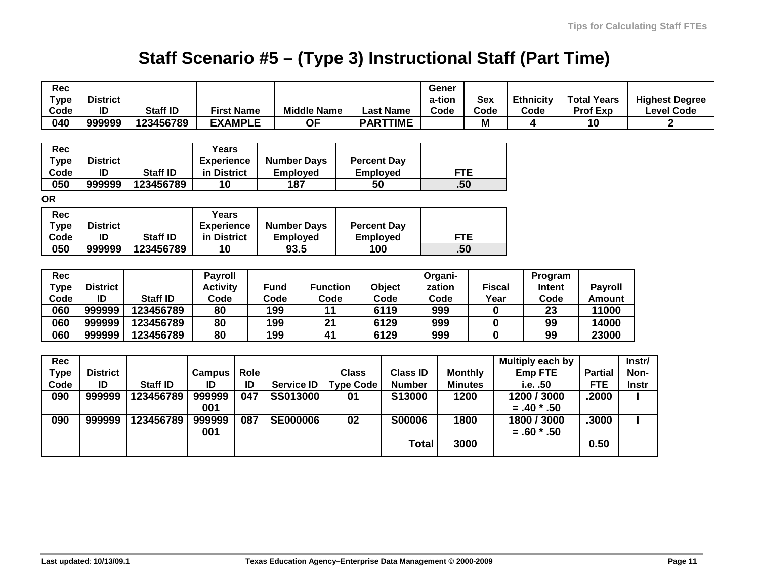# Staff Scenario #5 – (Type 3) Instructional Staff (Part Time)

| Rec Type Code | District ID | Staff ID | First Name | Middle Name | Last Name | Generation Code | Sex Code | Ethnicity Code | Total Years Prof Exp | Highest Degree Level Code |
|---|---|---|---|---|---|---|---|---|---|---|
| 040 | 999999 | 123456789 | EXAMPLE | OF | PARTTIME | | M | 4 | 10 | 2 |

| Rec Type Code | District ID | Staff ID | Years Experience in District | Number Days Employed | Percent Day Employed | FTE |
|---|---|---|---|---|---|---|
| 050 | 999999 | 123456789 | 10 | 187 | 50 | .50 |

**OR**

| Rec Type Code | District ID | Staff ID | Years Experience in District | Number Days Employed | Percent Day Employed | FTE |
|---|---|---|---|---|---|---|
| 050 | 999999 | 123456789 | 10 | 93.5 | 100 | .50 |

| Rec Type Code | District ID | Staff ID | Payroll Activity Code | Fund Code | Function Code | Object Code | Organization Code | Fiscal Year | Program Intent Code | Payroll Amount |
|---|---|---|---|---|---|---|---|---|---|---|
| 060 | 999999 | 123456789 | 80 | 199 | 11 | 6119 | 999 | 0 | 23 | 11000 |
| 060 | 999999 | 123456789 | 80 | 199 | 21 | 6129 | 999 | 0 | 99 | 14000 |
| 060 | 999999 | 123456789 | 80 | 199 | 41 | 6129 | 999 | 0 | 99 | 23000 |

| Rec Type Code | District ID | Staff ID | Campus ID | Role ID | Service ID | Class Type Code | Class ID Number | Monthly Minutes | Multiply each by Emp FTE i.e. .50 | Partial FTE | Instr/ Non-Instr |
|---|---|---|---|---|---|---|---|---|---|---|---|
| 090 | 999999 | 123456789 | 999999 001 | 047 | SS013000 | 01 | S13000 | 1200 | 1200 / 3000 = .40 * .50 | .2000 | I |
| 090 | 999999 | 123456789 | 999999 001 | 087 | SE000006 | 02 | S00006 | 1800 | 1800 / 3000 = .60 * .50 | .3000 | I |
| | | | | | | | **Total** | 3000 | | 0.50 | |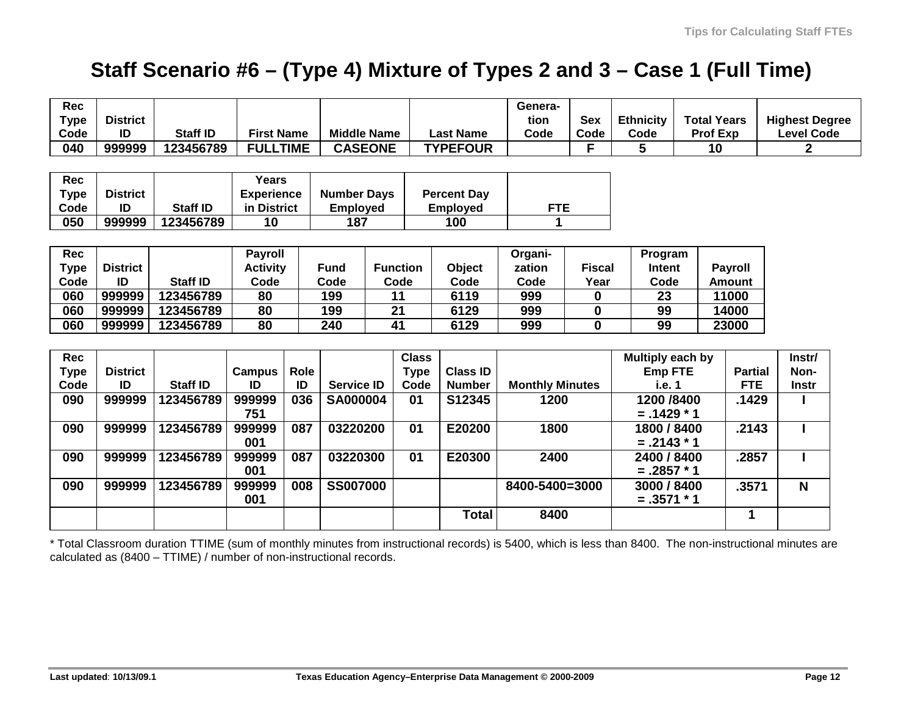# Staff Scenario #6 – (Type 4) Mixture of Types 2 and 3 – Case 1 (Full Time)

| Rec Type Code | District ID | Staff ID | First Name | Middle Name | Last Name | Genera-tion Code | Sex Code | Ethnicity Code | Total Years Prof Exp | Highest Degree Level Code |
|---|---|---|---|---|---|---|---|---|---|---|
| 040 | 999999 | 123456789 | FULLTIME | CASEONE | TYPEFOUR | | F | 5 | 10 | 2 |

| Rec Type Code | District ID | Staff ID | Years Experience in District | Number Days Employed | Percent Day Employed | FTE |
|---|---|---|---|---|---|---|
| 050 | 999999 | 123456789 | 10 | 187 | 100 | 1 |

| Rec Type Code | District ID | Staff ID | Payroll Activity Code | Fund Code | Function Code | Object Code | Organi-zation Code | Fiscal Year | Program Intent Code | Payroll Amount |
|---|---|---|---|---|---|---|---|---|---|---|
| 060 | 999999 | 123456789 | 80 | 199 | 11 | 6119 | 999 | 0 | 23 | 11000 |
| 060 | 999999 | 123456789 | 80 | 199 | 21 | 6129 | 999 | 0 | 99 | 14000 |
| 060 | 999999 | 123456789 | 80 | 240 | 41 | 6129 | 999 | 0 | 99 | 23000 |

| Rec Type Code | District ID | Staff ID | Campus ID | Role ID | Service ID | Class Type Code | Class ID Number | Monthly Minutes | Multiply each by Emp FTE i.e. 1 | Partial FTE | Instr/ Non-Instr |
|---|---|---|---|---|---|---|---|---|---|---|---|
| 090 | 999999 | 123456789 | 999999 751 | 036 | SA000004 | 01 | S12345 | 1200 | 1200 /8400 = .1429 * 1 | .1429 | I |
| 090 | 999999 | 123456789 | 999999 001 | 087 | 03220200 | 01 | E20200 | 1800 | 1800 / 8400 = .2143 * 1 | .2143 | I |
| 090 | 999999 | 123456789 | 999999 001 | 087 | 03220300 | 01 | E20300 | 2400 | 2400 / 8400 = .2857 * 1 | .2857 | I |
| 090 | 999999 | 123456789 | 999999 001 | 008 | SS007000 | | | 8400-5400=3000 | 3000 / 8400 = .3571 * 1 | .3571 | N |
| | | | | | | | Total | 8400 | | 1 | |

\* Total Classroom duration TTIME (sum of monthly minutes from instructional records) is 5400, which is less than 8400. The non-instructional minutes are calculated as (8400 – TTIME) / number of non-instructional records.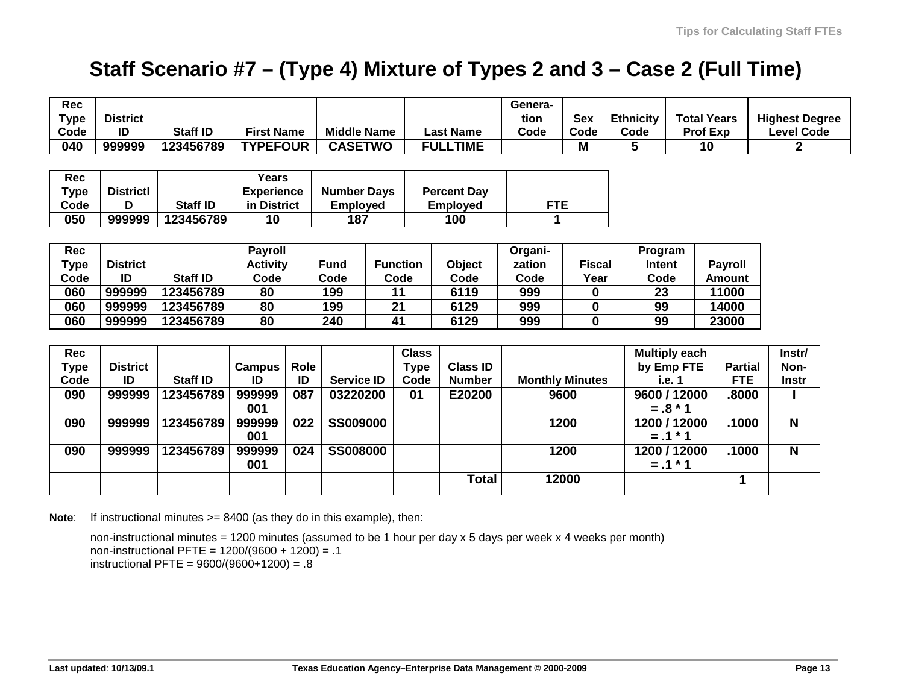# Staff Scenario #7 – (Type 4) Mixture of Types 2 and 3 – Case 2 (Full Time)

| Rec Type Code | District ID | Staff ID | First Name | Middle Name | Last Name | Genera-tion Code | Sex Code | Ethnicity Code | Total Years Prof Exp | Highest Degree Level Code |
|---|---|---|---|---|---|---|---|---|---|---|
| 040 | 999999 | 123456789 | TYPEFOUR | CASETWO | FULLTIME | | M | 5 | 10 | 2 |

| Rec Type Code | DistrictID | Staff ID | Years Experience in District | Number Days Employed | Percent Day Employed | FTE |
|---|---|---|---|---|---|---|
| 050 | 999999 | 123456789 | 10 | 187 | 100 | 1 |

| Rec Type Code | District ID | Staff ID | Payroll Activity Code | Fund Code | Function Code | Object Code | Organi-zation Code | Fiscal Year | Program Intent Code | Payroll Amount |
|---|---|---|---|---|---|---|---|---|---|---|
| 060 | 999999 | 123456789 | 80 | 199 | 11 | 6119 | 999 | 0 | 23 | 11000 |
| 060 | 999999 | 123456789 | 80 | 199 | 21 | 6129 | 999 | 0 | 99 | 14000 |
| 060 | 999999 | 123456789 | 80 | 240 | 41 | 6129 | 999 | 0 | 99 | 23000 |

| Rec Type Code | District ID | Staff ID | Campus ID | Role ID | Service ID | Class Type Code | Class ID Number | Monthly Minutes | Multiply each by Emp FTE i.e. 1 | Partial FTE | Instr/ Non-Instr |
|---|---|---|---|---|---|---|---|---|---|---|---|
| 090 | 999999 | 123456789 | 999999 001 | 087 | 03220200 | 01 | E20200 | 9600 | 9600 / 12000 = .8 * 1 | .8000 | I |
| 090 | 999999 | 123456789 | 999999 001 | 022 | SS009000 | | | 1200 | 1200 / 12000 = .1 * 1 | .1000 | N |
| 090 | 999999 | 123456789 | 999999 001 | 024 | SS008000 | | | 1200 | 1200 / 12000 = .1 * 1 | .1000 | N |
| | | | | | | | Total | 12000 | | 1 | |

**Note**: If instructional minutes >= 8400 (as they do in this example), then:

non-instructional minutes = 1200 minutes (assumed to be 1 hour per day x 5 days per week x 4 weeks per month)
non-instructional PFTE = 1200/(9600 + 1200) = .1
instructional PFTE = 9600/(9600+1200) = .8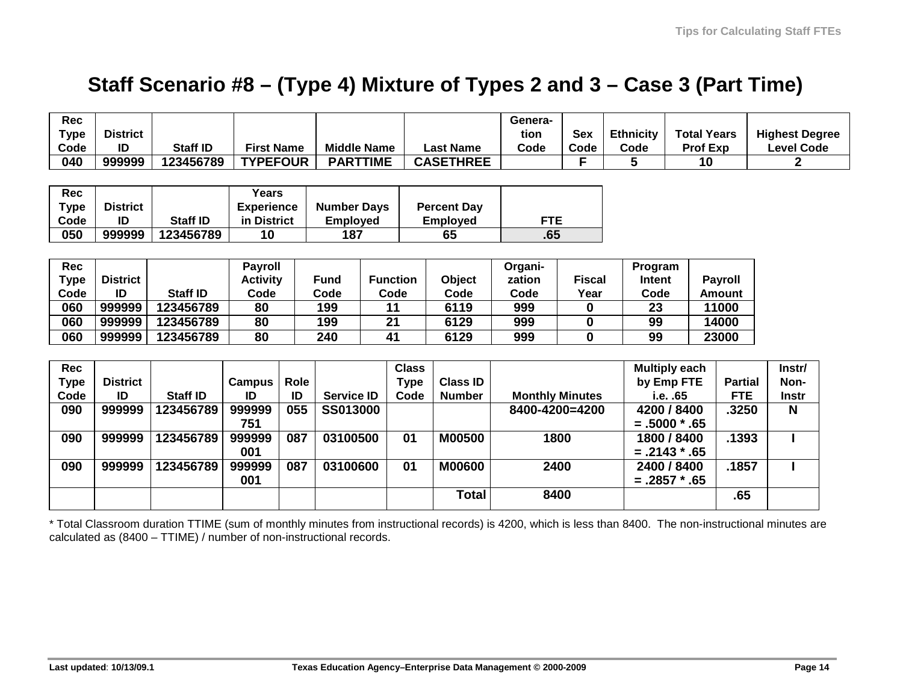# Staff Scenario #8 – (Type 4) Mixture of Types 2 and 3 – Case 3 (Part Time)

| Rec Type Code | District ID | Staff ID | First Name | Middle Name | Last Name | Genera-tion Code | Sex Code | Ethnicity Code | Total Years Prof Exp | Highest Degree Level Code |
|---|---|---|---|---|---|---|---|---|---|---|
| 040 | 999999 | 123456789 | TYPEFOUR | PARTTIME | CASETHREE | | F | 5 | 10 | 2 |

| Rec Type Code | District ID | Staff ID | Years Experience in District | Number Days Employed | Percent Day Employed | FTE |
|---|---|---|---|---|---|---|
| 050 | 999999 | 123456789 | 10 | 187 | 65 | .65 |

| Rec Type Code | District ID | Staff ID | Payroll Activity Code | Fund Code | Function Code | Object Code | Organi-zation Code | Fiscal Year | Program Intent Code | Payroll Amount |
|---|---|---|---|---|---|---|---|---|---|---|
| 060 | 999999 | 123456789 | 80 | 199 | 11 | 6119 | 999 | 0 | 23 | 11000 |
| 060 | 999999 | 123456789 | 80 | 199 | 21 | 6129 | 999 | 0 | 99 | 14000 |
| 060 | 999999 | 123456789 | 80 | 240 | 41 | 6129 | 999 | 0 | 99 | 23000 |

| Rec Type Code | District ID | Staff ID | Campus ID | Role ID | Service ID | Class Type Code | Class ID Number | Monthly Minutes | Multiply each by Emp FTE i.e. .65 | Partial FTE | Instr/ Non-Instr |
|---|---|---|---|---|---|---|---|---|---|---|---|
| 090 | 999999 | 123456789 | 999999 751 | 055 | SS013000 | | | 8400-4200=4200 | 4200 / 8400 = .5000 * .65 | .3250 | N |
| 090 | 999999 | 123456789 | 999999 001 | 087 | 03100500 | 01 | M00500 | 1800 | 1800 / 8400 = .2143 * .65 | .1393 | I |
| 090 | 999999 | 123456789 | 999999 001 | 087 | 03100600 | 01 | M00600 | 2400 | 2400 / 8400 = .2857 * .65 | .1857 | I |
| | | | | | | | Total | 8400 | | .65 | |

* Total Classroom duration TTIME (sum of monthly minutes from instructional records) is 4200, which is less than 8400. The non-instructional minutes are calculated as (8400 – TTIME) / number of non-instructional records.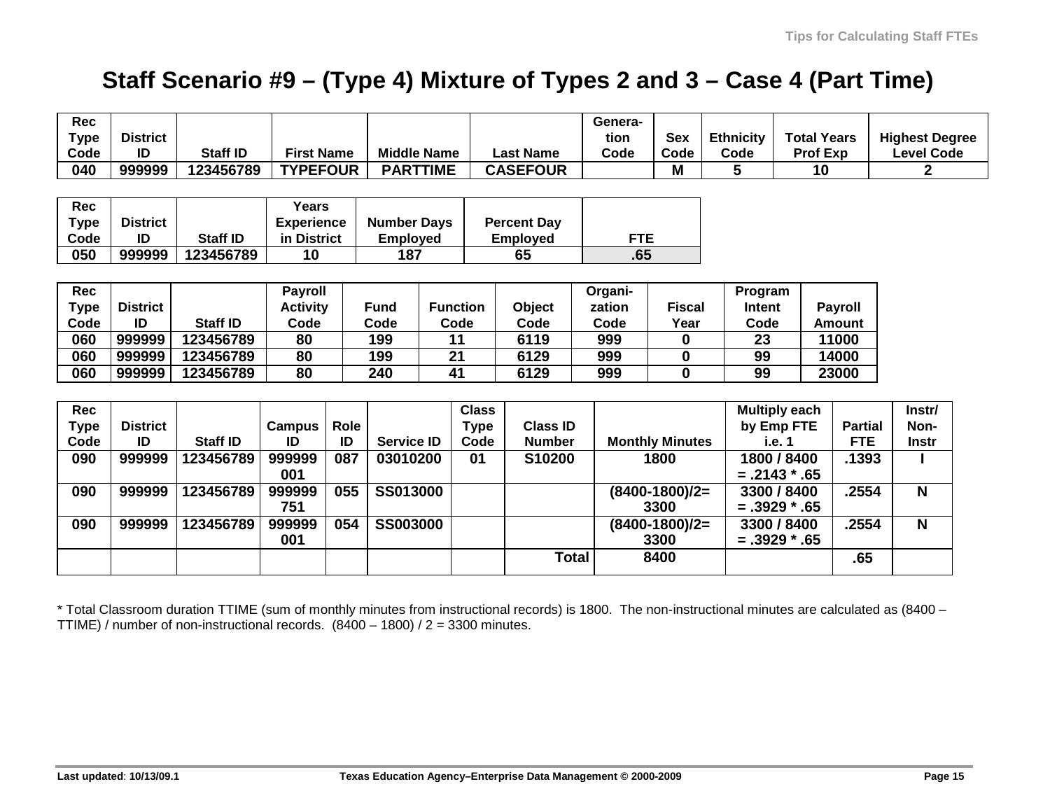# Staff Scenario #9 – (Type 4) Mixture of Types 2 and 3 – Case 4 (Part Time)

| Rec Type Code | District ID | Staff ID | First Name | Middle Name | Last Name | Generation Code | Sex Code | Ethnicity Code | Total Years Prof Exp | Highest Degree Level Code |
|---|---|---|---|---|---|---|---|---|---|---|
| 040 | 999999 | 123456789 | TYPEFOUR | PARTTIME | CASEFOUR | | M | 5 | 10 | 2 |

| Rec Type Code | District ID | Staff ID | Years Experience in District | Number Days Employed | Percent Day Employed | FTE |
|---|---|---|---|---|---|---|
| 050 | 999999 | 123456789 | 10 | 187 | 65 | .65 |

| Rec Type Code | District ID | Staff ID | Payroll Activity Code | Fund Code | Function Code | Object Code | Organization Code | Fiscal Year | Program Intent Code | Payroll Amount |
|---|---|---|---|---|---|---|---|---|---|---|
| 060 | 999999 | 123456789 | 80 | 199 | 11 | 6119 | 999 | 0 | 23 | 11000 |
| 060 | 999999 | 123456789 | 80 | 199 | 21 | 6129 | 999 | 0 | 99 | 14000 |
| 060 | 999999 | 123456789 | 80 | 240 | 41 | 6129 | 999 | 0 | 99 | 23000 |

| Rec Type Code | District ID | Staff ID | Campus ID | Role ID | Service ID | Class Type Code | Class ID Number | Monthly Minutes | Multiply each by Emp FTE i.e. 1 | Partial FTE | Instr/ Non-Instr |
|---|---|---|---|---|---|---|---|---|---|---|---|
| 090 | 999999 | 123456789 | 999999 001 | 087 | 03010200 | 01 | S10200 | 1800 | 1800 / 8400 = .2143 * .65 | .1393 | I |
| 090 | 999999 | 123456789 | 999999 751 | 055 | SS013000 | | | (8400-1800)/2= 3300 | 3300 / 8400 = .3929 * .65 | .2554 | N |
| 090 | 999999 | 123456789 | 999999 001 | 054 | SS003000 | | | (8400-1800)/2= 3300 | 3300 / 8400 = .3929 * .65 | .2554 | N |
| | | | | | | | Total | 8400 | | .65 | |

* Total Classroom duration TTIME (sum of monthly minutes from instructional records) is 1800. The non-instructional minutes are calculated as (8400 – TTIME) / number of non-instructional records. (8400 – 1800) / 2 = 3300 minutes.